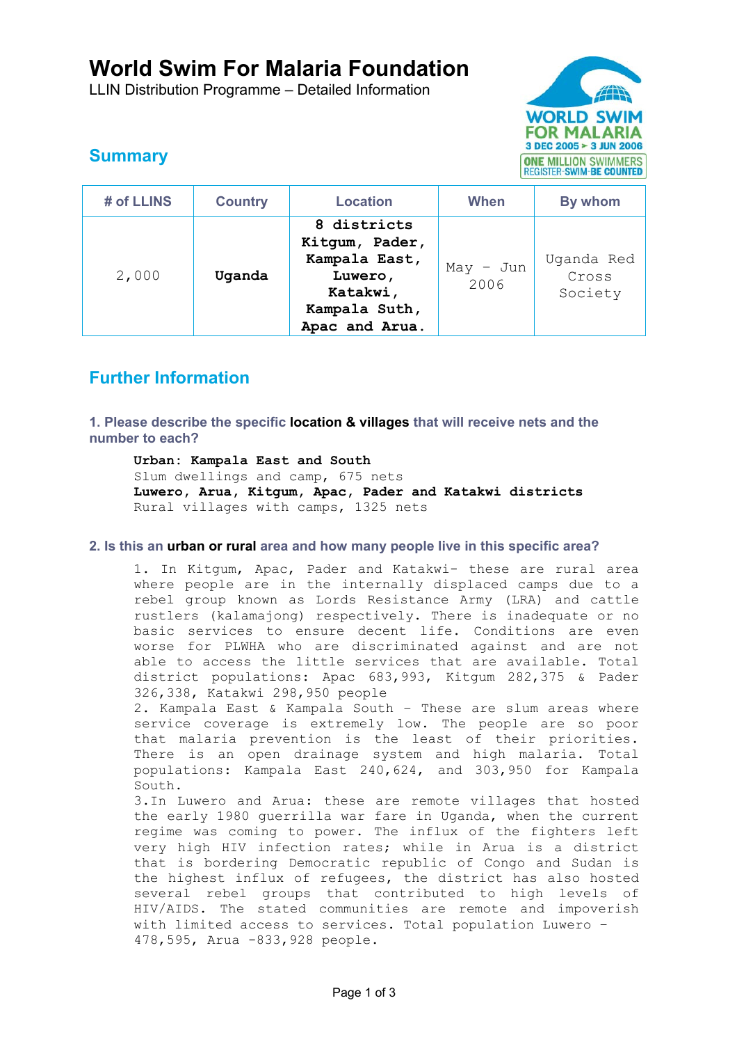# World Swim For Malaria Foundation

LLIN Distribution Programme – Detailed Information

## Summary

| # of LLINS | Country | Location | When | By whom |
|---|---|---|---|---|
| 2,000 | **Uganda** | **8 districts Kitgum, Pader, Kampala East, Luwero, Katakwi, Kampala Suth, Apac and Arua.** | May – Jun 2006 | Uganda Red Cross Society |

## Further Information

### 1. Please describe the specific **location & villages** that will receive nets and the number to each?

**Urban: Kampala East and South**
Slum dwellings and camp, 675 nets
**Luwero, Arua, Kitgum, Apac, Pader and Katakwi districts**
Rural villages with camps, 1325 nets

### 2. Is this an **urban or rural** area and how many people live in this specific area?

1. In Kitgum, Apac, Pader and Katakwi- these are rural area where people are in the internally displaced camps due to a rebel group known as Lords Resistance Army (LRA) and cattle rustlers (kalamajong) respectively. There is inadequate or no basic services to ensure decent life. Conditions are even worse for PLWHA who are discriminated against and are not able to access the little services that are available. Total district populations: Apac 683,993, Kitgum 282,375 & Pader 326,338, Katakwi 298,950 people

2. Kampala East & Kampala South – These are slum areas where service coverage is extremely low. The people are so poor that malaria prevention is the least of their priorities. There is an open drainage system and high malaria. Total populations: Kampala East 240,624, and 303,950 for Kampala South.

3.In Luwero and Arua: these are remote villages that hosted the early 1980 guerrilla war fare in Uganda, when the current regime was coming to power. The influx of the fighters left very high HIV infection rates; while in Arua is a district that is bordering Democratic republic of Congo and Sudan is the highest influx of refugees, the district has also hosted several rebel groups that contributed to high levels of HIV/AIDS. The stated communities are remote and impoverish with limited access to services. Total population Luwero – 478,595, Arua -833,928 people.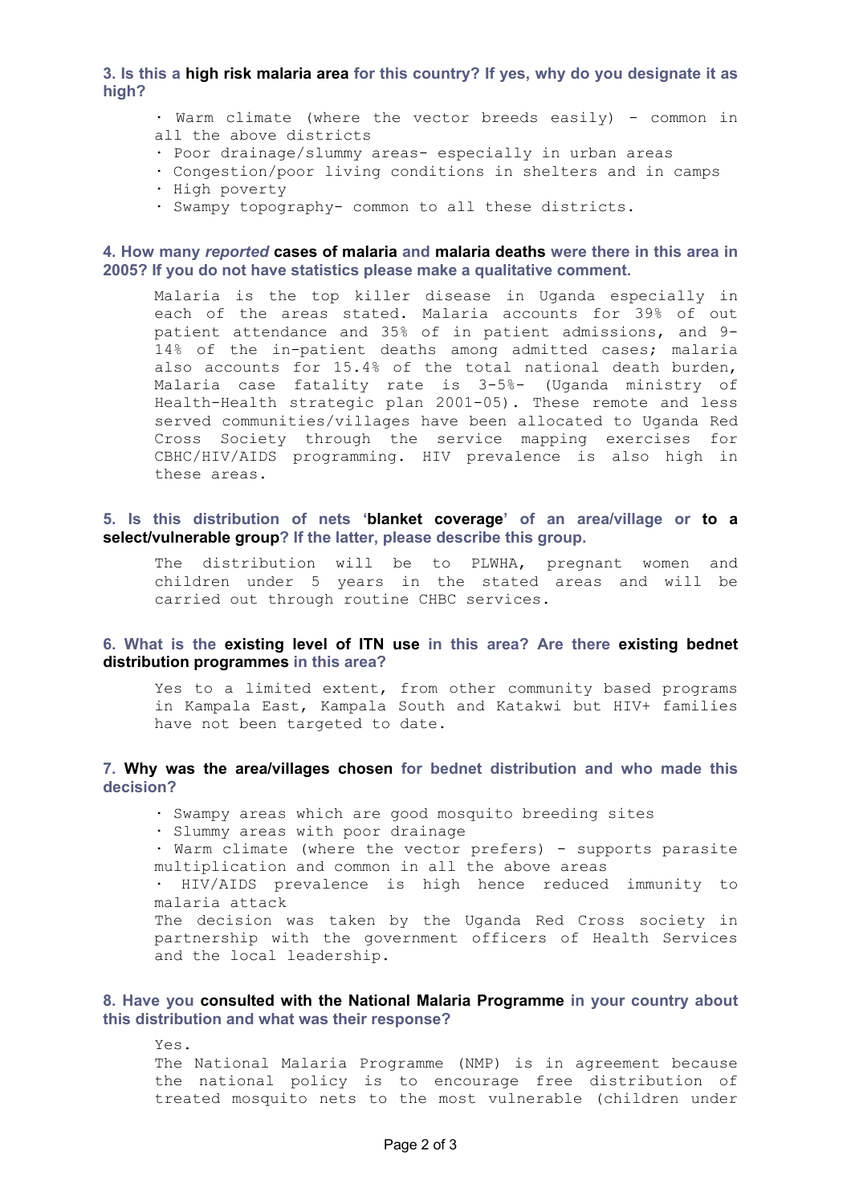**3. Is this a high risk malaria area for this country? If yes, why do you designate it as high?**

- Warm climate (where the vector breeds easily) - common in all the above districts
- Poor drainage/slummy areas- especially in urban areas
- Congestion/poor living conditions in shelters and in camps
- High poverty
- Swampy topography- common to all these districts.

**4. How many *reported* cases of malaria and malaria deaths were there in this area in 2005? If you do not have statistics please make a qualitative comment.**

Malaria is the top killer disease in Uganda especially in each of the areas stated. Malaria accounts for 39% of out patient attendance and 35% of in patient admissions, and 9-14% of the in-patient deaths among admitted cases; malaria also accounts for 15.4% of the total national death burden, Malaria case fatality rate is 3-5%- (Uganda ministry of Health-Health strategic plan 2001-05). These remote and less served communities/villages have been allocated to Uganda Red Cross Society through the service mapping exercises for CBHC/HIV/AIDS programming. HIV prevalence is also high in these areas.

**5. Is this distribution of nets 'blanket coverage' of an area/village or to a select/vulnerable group? If the latter, please describe this group.**

The distribution will be to PLWHA, pregnant women and children under 5 years in the stated areas and will be carried out through routine CHBC services.

**6. What is the existing level of ITN use in this area? Are there existing bednet distribution programmes in this area?**

Yes to a limited extent, from other community based programs in Kampala East, Kampala South and Katakwi but HIV+ families have not been targeted to date.

**7. Why was the area/villages chosen for bednet distribution and who made this decision?**

- Swampy areas which are good mosquito breeding sites
- Slummy areas with poor drainage
- Warm climate (where the vector prefers) - supports parasite multiplication and common in all the above areas
- HIV/AIDS prevalence is high hence reduced immunity to malaria attack

The decision was taken by the Uganda Red Cross society in partnership with the government officers of Health Services and the local leadership.

**8. Have you consulted with the National Malaria Programme in your country about this distribution and what was their response?**

Yes.
The National Malaria Programme (NMP) is in agreement because the national policy is to encourage free distribution of treated mosquito nets to the most vulnerable (children under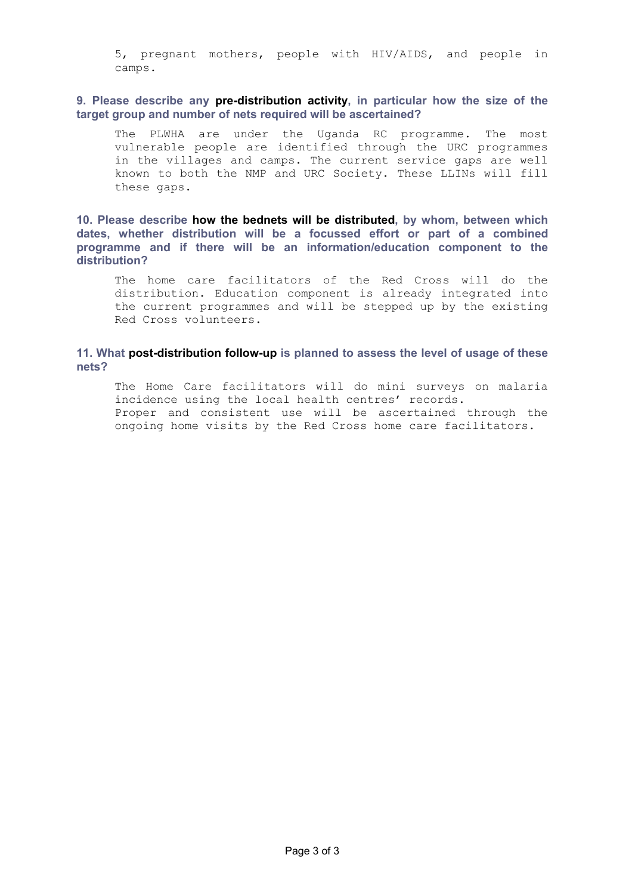5, pregnant mothers, people with HIV/AIDS, and people in camps.

**9. Please describe any pre-distribution activity, in particular how the size of the target group and number of nets required will be ascertained?**

The PLWHA are under the Uganda RC programme. The most vulnerable people are identified through the URC programmes in the villages and camps. The current service gaps are well known to both the NMP and URC Society. These LLINs will fill these gaps.

**10. Please describe how the bednets will be distributed, by whom, between which dates, whether distribution will be a focussed effort or part of a combined programme and if there will be an information/education component to the distribution?**

The home care facilitators of the Red Cross will do the distribution. Education component is already integrated into the current programmes and will be stepped up by the existing Red Cross volunteers.

**11. What post-distribution follow-up is planned to assess the level of usage of these nets?**

The Home Care facilitators will do mini surveys on malaria incidence using the local health centres' records.
Proper and consistent use will be ascertained through the ongoing home visits by the Red Cross home care facilitators.